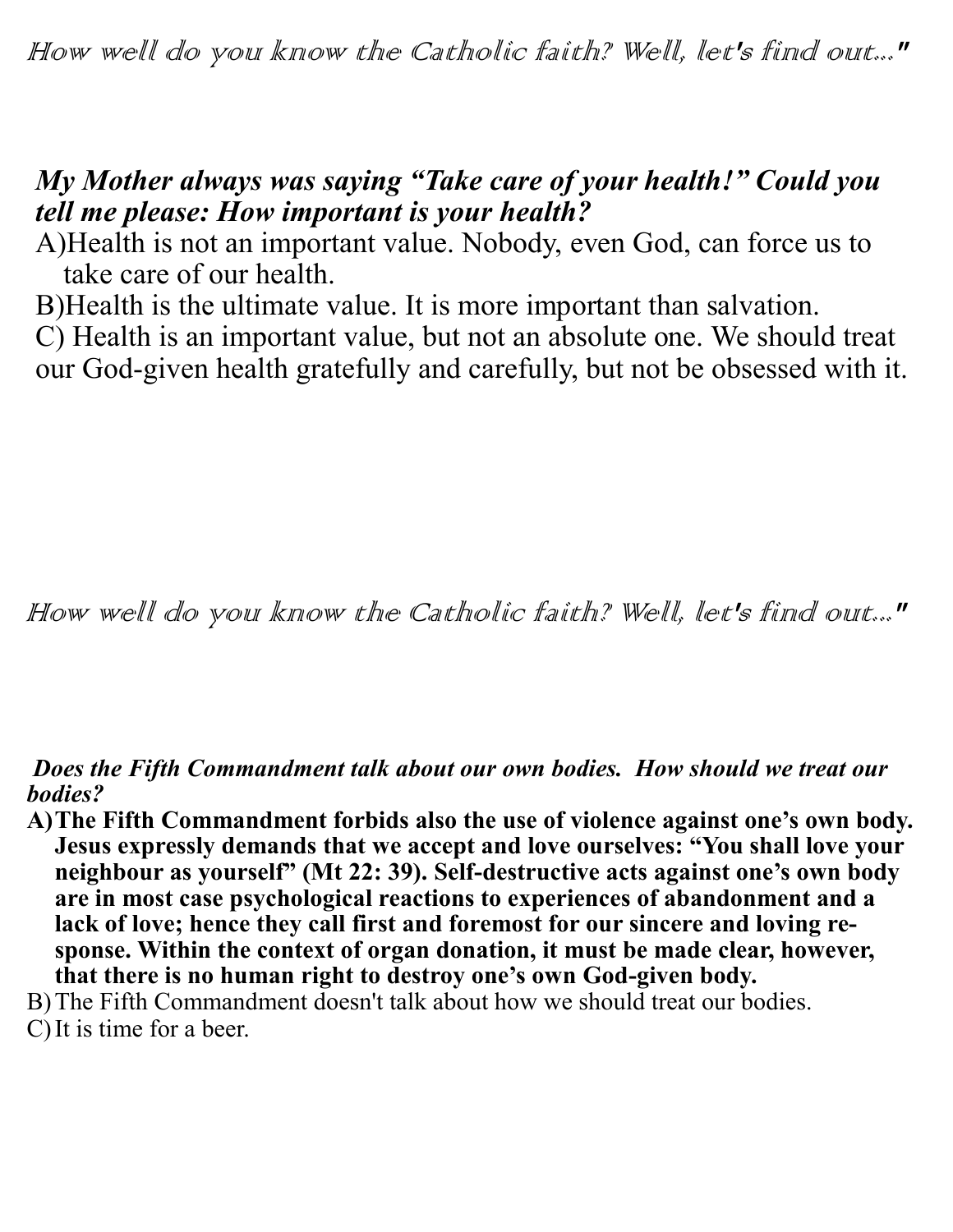*How well do you know the Catholic faith? Well, let's find out..."*

***My Mother always was saying "Take care of your health!" Could you tell me please: How important is your health?***

A) Health is not an important value. Nobody, even God, can force us to take care of our health.

B) Health is the ultimate value. It is more important than salvation.

C) Health is an important value, but not an absolute one. We should treat our God-given health gratefully and carefully, but not be obsessed with it.

*How well do you know the Catholic faith? Well, let's find out..."*

***Does the Fifth Commandment talk about our own bodies. How should we treat our bodies?***

**A) The Fifth Commandment forbids also the use of violence against one's own body. Jesus expressly demands that we accept and love ourselves: "You shall love your neighbour as yourself" (Mt 22: 39). Self-destructive acts against one's own body are in most case psychological reactions to experiences of abandonment and a lack of love; hence they call first and foremost for our sincere and loving response. Within the context of organ donation, it must be made clear, however, that there is no human right to destroy one's own God-given body.**

B) The Fifth Commandment doesn't talk about how we should treat our bodies.

C) It is time for a beer.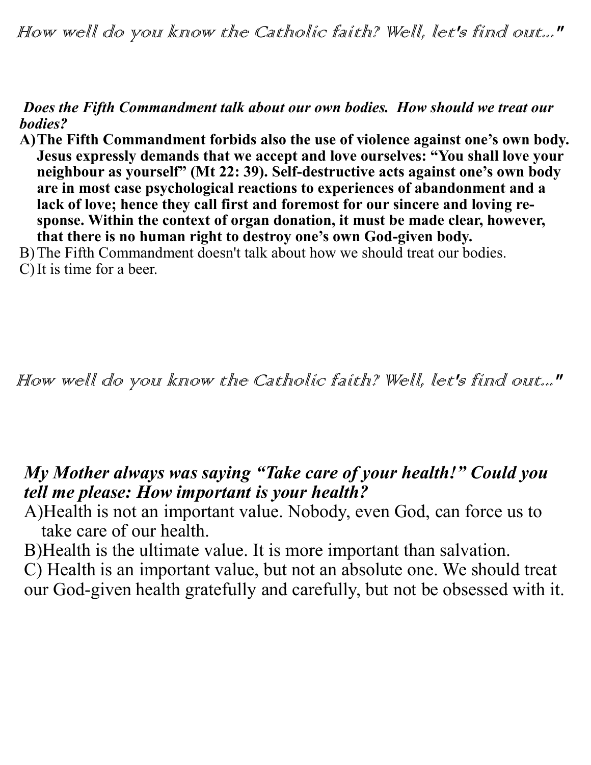*How well do you know the Catholic faith? Well, let's find out..."*

***Does the Fifth Commandment talk about our own bodies. How should we treat our bodies?***

**A) The Fifth Commandment forbids also the use of violence against one's own body. Jesus expressly demands that we accept and love ourselves: "You shall love your neighbour as yourself" (Mt 22: 39). Self-destructive acts against one's own body are in most case psychological reactions to experiences of abandonment and a lack of love; hence they call first and foremost for our sincere and loving response. Within the context of organ donation, it must be made clear, however, that there is no human right to destroy one's own God-given body.**

B) The Fifth Commandment doesn't talk about how we should treat our bodies.

C) It is time for a beer.

*How well do you know the Catholic faith? Well, let's find out..."*

***My Mother always was saying "Take care of your health!" Could you tell me please: How important is your health?***

A) Health is not an important value. Nobody, even God, can force us to take care of our health.

B) Health is the ultimate value. It is more important than salvation.

C) Health is an important value, but not an absolute one. We should treat our God-given health gratefully and carefully, but not be obsessed with it.